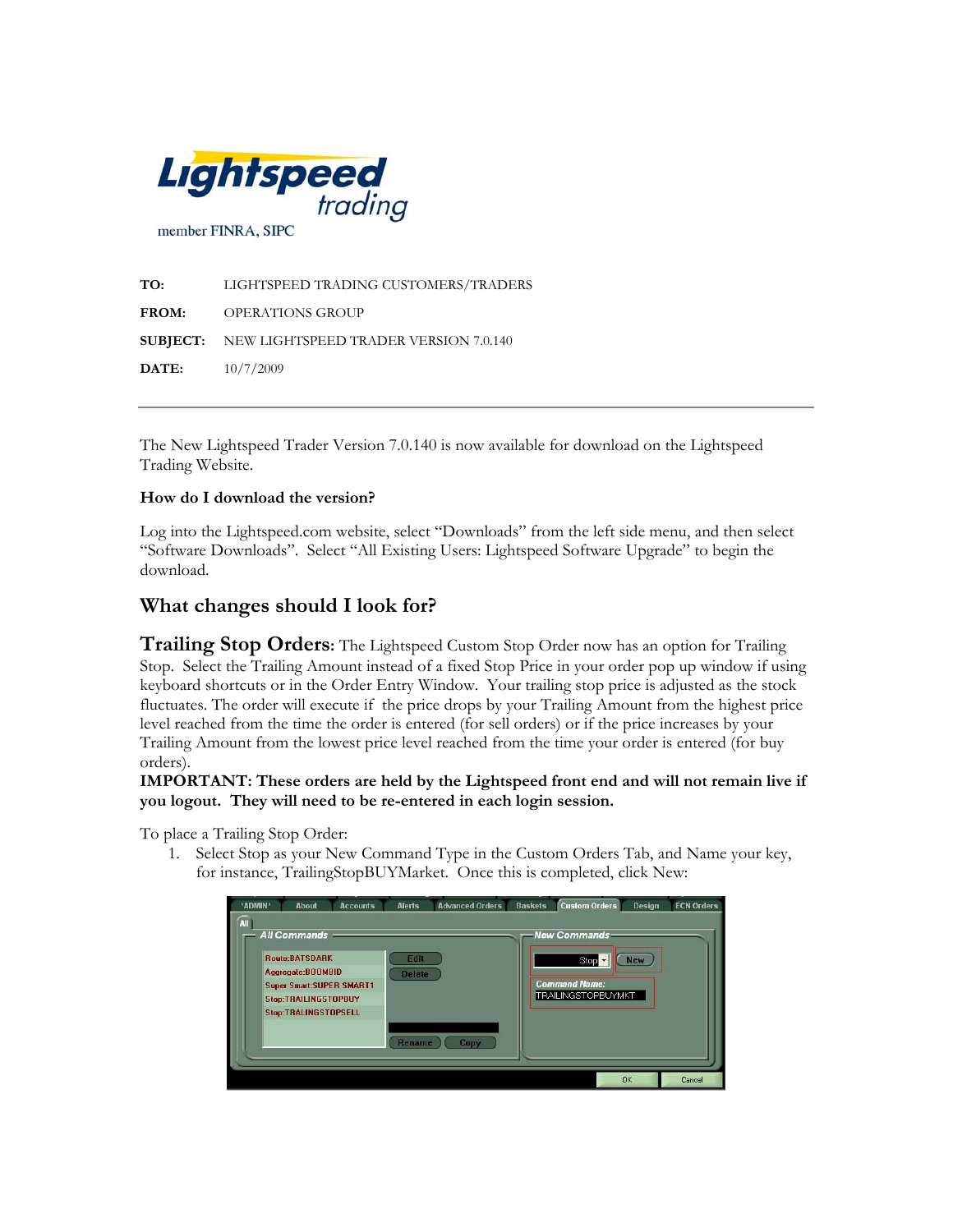Lightspeed trading

member FINRA, SIPC

**TO:** LIGHTSPEED TRADING CUSTOMERS/TRADERS

**FROM:** OPERATIONS GROUP

**SUBJECT:** NEW LIGHTSPEED TRADER VERSION 7.0.140

**DATE:** 10/7/2009

---

The New Lightspeed Trader Version 7.0.140 is now available for download on the Lightspeed Trading Website.

**How do I download the version?**

Log into the Lightspeed.com website, select "Downloads" from the left side menu, and then select "Software Downloads". Select "All Existing Users: Lightspeed Software Upgrade" to begin the download.

## What changes should I look for?

**Trailing Stop Orders:** The Lightspeed Custom Stop Order now has an option for Trailing Stop. Select the Trailing Amount instead of a fixed Stop Price in your order pop up window if using keyboard shortcuts or in the Order Entry Window. Your trailing stop price is adjusted as the stock fluctuates. The order will execute if the price drops by your Trailing Amount from the highest price level reached from the time the order is entered (for sell orders) or if the price increases by your Trailing Amount from the lowest price level reached from the time your order is entered (for buy orders).

**IMPORTANT: These orders are held by the Lightspeed front end and will not remain live if you logout. They will need to be re-entered in each login session.**

To place a Trailing Stop Order:

1. Select Stop as your New Command Type in the Custom Orders Tab, and Name your key, for instance, TrailingStopBUYMarket. Once this is completed, click New: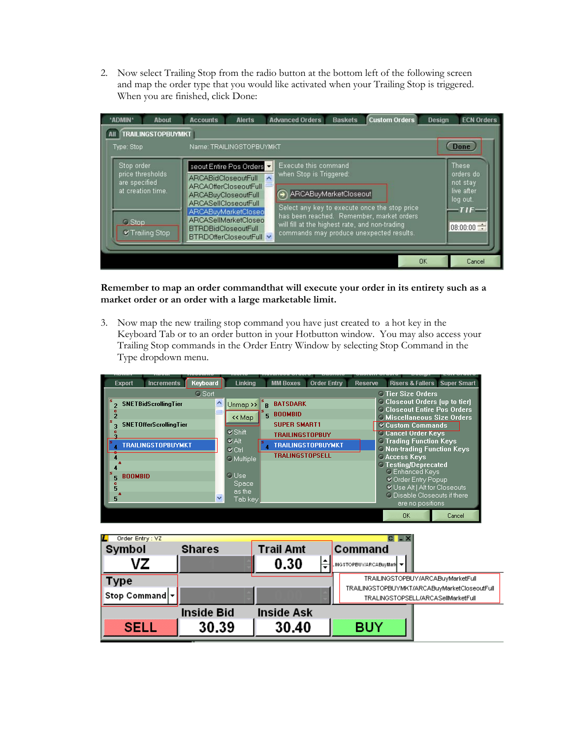2. Now select Trailing Stop from the radio button at the bottom left of the following screen and map the order type that you would like activated when your Trailing Stop is triggered. When you are finished, click Done:

**Remember to map an order commandthat will execute your order in its entirety such as a market order or an order with a large marketable limit.**

3. Now map the new trailing stop command you have just created to a hot key in the Keyboard Tab or to an order button in your Hotbutton window. You may also access your Trailing Stop commands in the Order Entry Window by selecting Stop Command in the Type dropdown menu.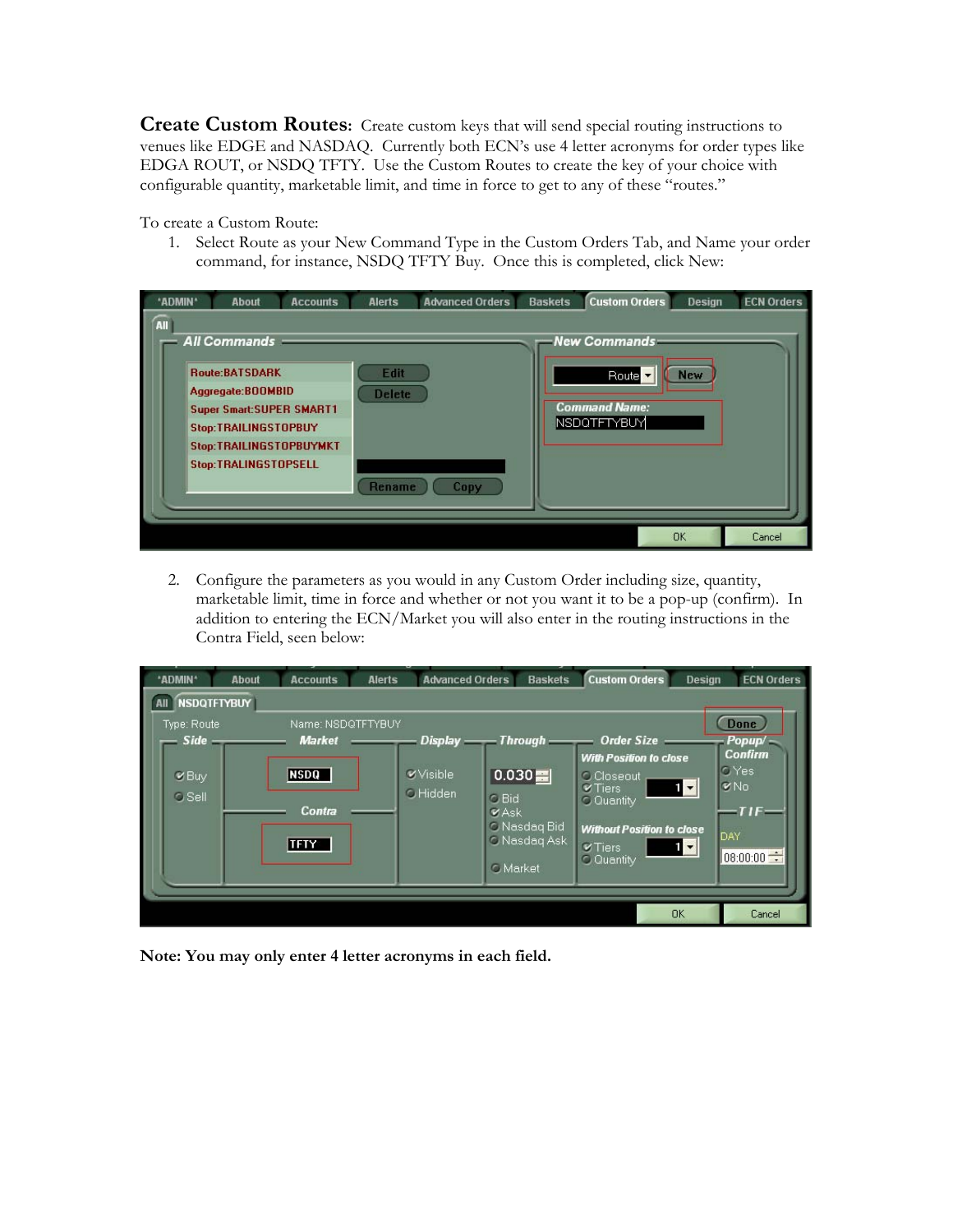**Create Custom Routes:** Create custom keys that will send special routing instructions to venues like EDGE and NASDAQ. Currently both ECN's use 4 letter acronyms for order types like EDGA ROUT, or NSDQ TFTY. Use the Custom Routes to create the key of your choice with configurable quantity, marketable limit, and time in Force to get to any of these "routes."

To create a Custom Route:

1. Select Route as your New Command Type in the Custom Orders Tab, and Name your order command, for instance, NSDQ TFTY Buy. Once this is completed, click New:

2. Configure the parameters as you would in any Custom Order including size, quantity, marketable limit, time in force and whether or not you want it to be a pop-up (confirm). In addition to entering the ECN/Market you will also enter in the routing instructions in the Contra Field, seen below:

**Note: You may only enter 4 letter acronyms in each field.**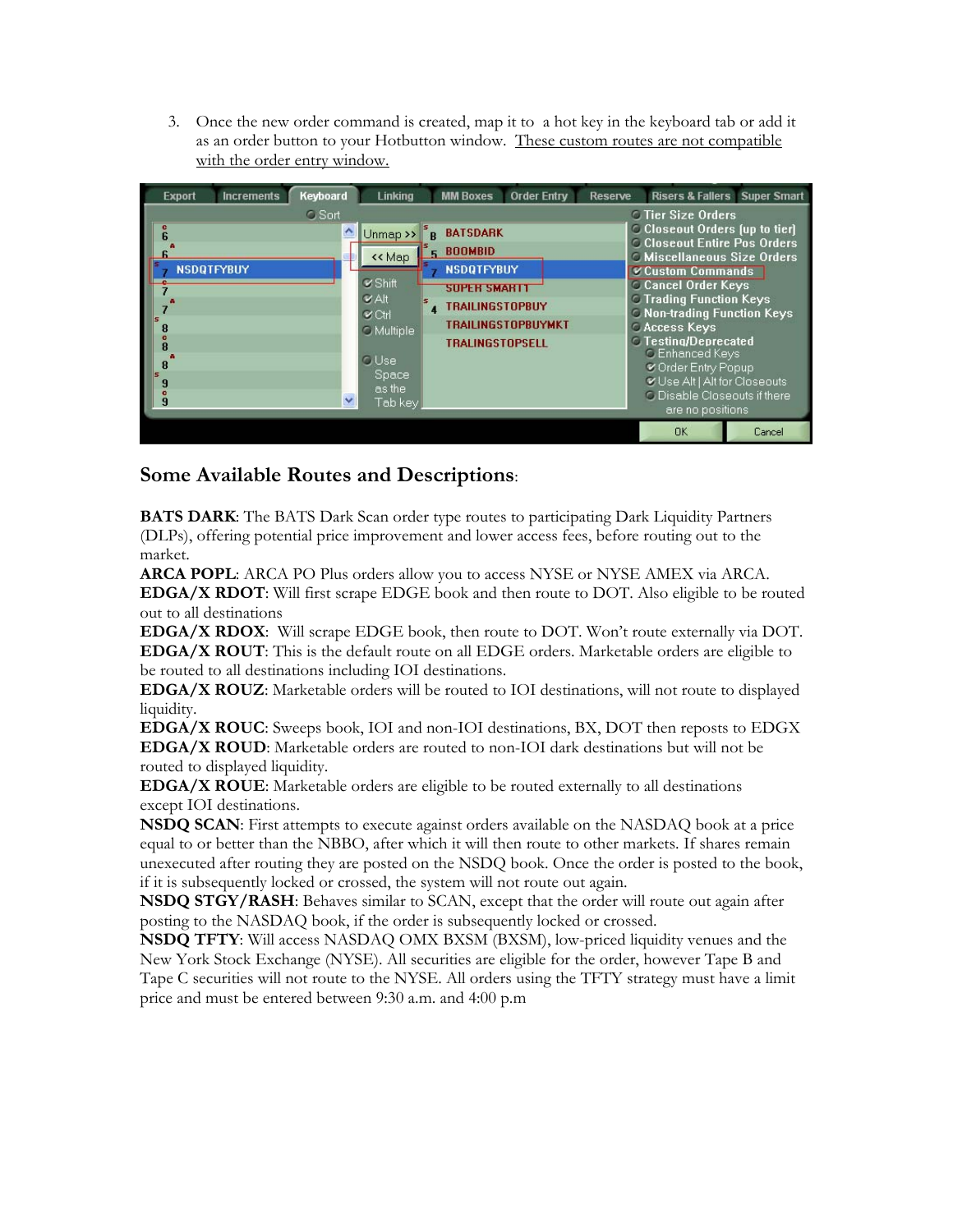3. Once the new order command is created, map it to a hot key in the keyboard tab or add it as an order button to your Hotbutton window. These custom routes are not compatible with the order entry window.

## Some Available Routes and Descriptions:

**BATS DARK**: The BATS Dark Scan order type routes to participating Dark Liquidity Partners (DLPs), offering potential price improvement and lower access fees, before routing out to the market.
**ARCA POPL**: ARCA PO Plus orders allow you to access NYSE or NYSE AMEX via ARCA.
**EDGA/X RDOT**: Will first scrape EDGE book and then route to DOT. Also eligible to be routed out to all destinations
**EDGA/X RDOX**: Will scrape EDGE book, then route to DOT. Won't route externally via DOT.
**EDGA/X ROUT**: This is the default route on all EDGE orders. Marketable orders are eligible to be routed to all destinations including IOI destinations.
**EDGA/X ROUZ**: Marketable orders will be routed to IOI destinations, will not route to displayed liquidity.
**EDGA/X ROUC**: Sweeps book, IOI and non-IOI destinations, BX, DOT then reposts to EDGX
**EDGA/X ROUD**: Marketable orders are routed to non-IOI dark destinations but will not be routed to displayed liquidity.
**EDGA/X ROUE**: Marketable orders are eligible to be routed externally to all destinations except IOI destinations.
**NSDQ SCAN**: First attempts to execute against orders available on the NASDAQ book at a price equal to or better than the NBBO, after which it will then route to other markets. If shares remain unexecuted after routing they are posted on the NSDQ book. Once the order is posted to the book, if it is subsequently locked or crossed, the system will not route out again.
**NSDQ STGY/RASH**: Behaves similar to SCAN, except that the order will route out again after posting to the NASDAQ book, if the order is subsequently locked or crossed.
**NSDQ TFTY**: Will access NASDAQ OMX BXSM (BXSM), low-priced liquidity venues and the New York Stock Exchange (NYSE). All securities are eligible for the order, however Tape B and Tape C securities will not route to the NYSE. All orders using the TFTY strategy must have a limit price and must be entered between 9:30 a.m. and 4:00 p.m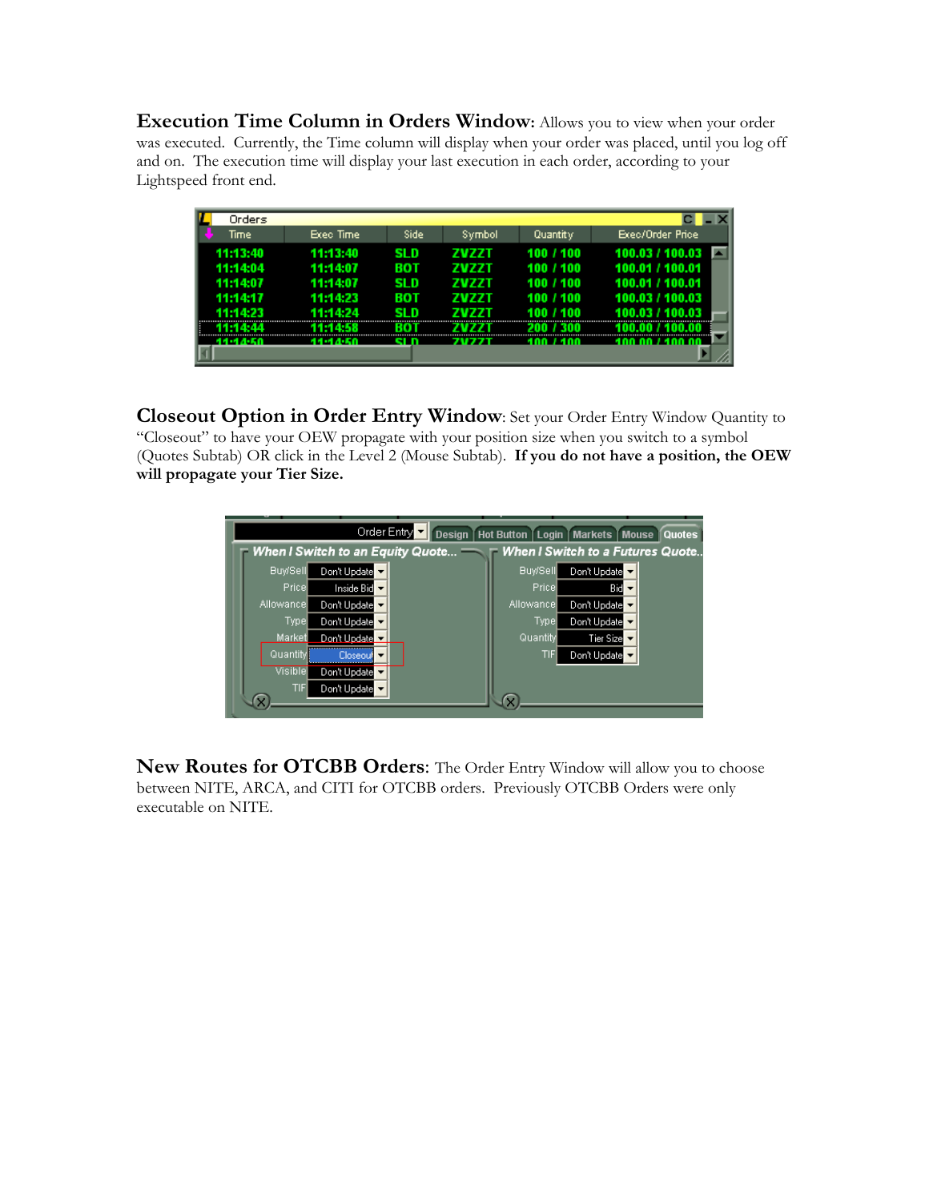**Execution Time Column in Orders Window**: Allows you to view when your order was executed. Currently, the Time column will display when your order was placed, until you log off and on. The execution time will display your last execution in each order, according to your Lightspeed front end.

**Closeout Option in Order Entry Window**: Set your Order Entry Window Quantity to "Closeout" to have your OEW propagate with your position size when you switch to a symbol (Quotes Subtab) OR click in the Level 2 (Mouse Subtab). **If you do not have a position, the OEW will propagate your Tier Size.**

**New Routes for OTCBB Orders**: The Order Entry Window will allow you to choose between NITE, ARCA, and CITI for OTCBB orders. Previously OTCBB Orders were only executable on NITE.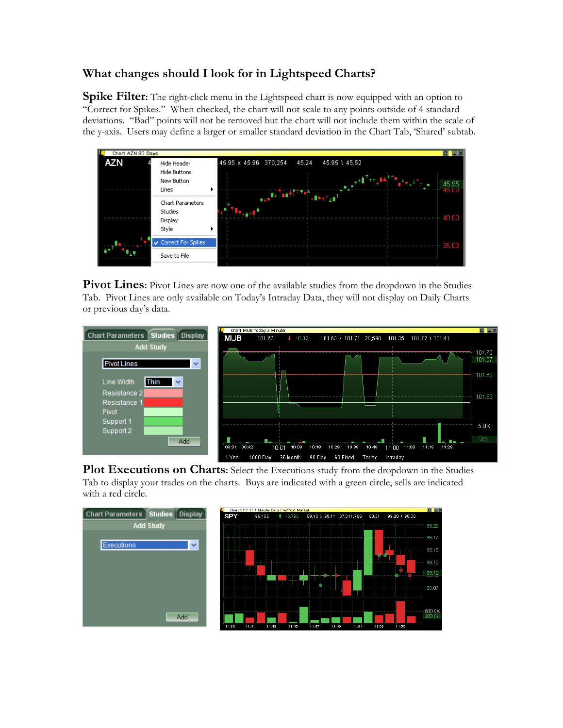## What changes should I look for in Lightspeed Charts?

**Spike Filter:** The right-click menu in the Lightspeed chart is now equipped with an option to "Correct for Spikes." When checked, the chart will not scale to any points outside of 4 standard deviations. "Bad" points will not be removed but the chart will not include them within the scale of the y-axis. Users may define a larger or smaller standard deviation in the Chart Tab, 'Shared' subtab.

**Pivot Lines:** Pivot Lines are now one of the available studies from the dropdown in the Studies Tab. Pivot Lines are only available on Today's Intraday Data, they will not display on Daily Charts or previous day's data.

**Plot Executions on Charts:** Select the Executions study from the dropdown in the Studies Tab to display your trades on the charts. Buys are indicated with a green circle, sells are indicated with a red circle.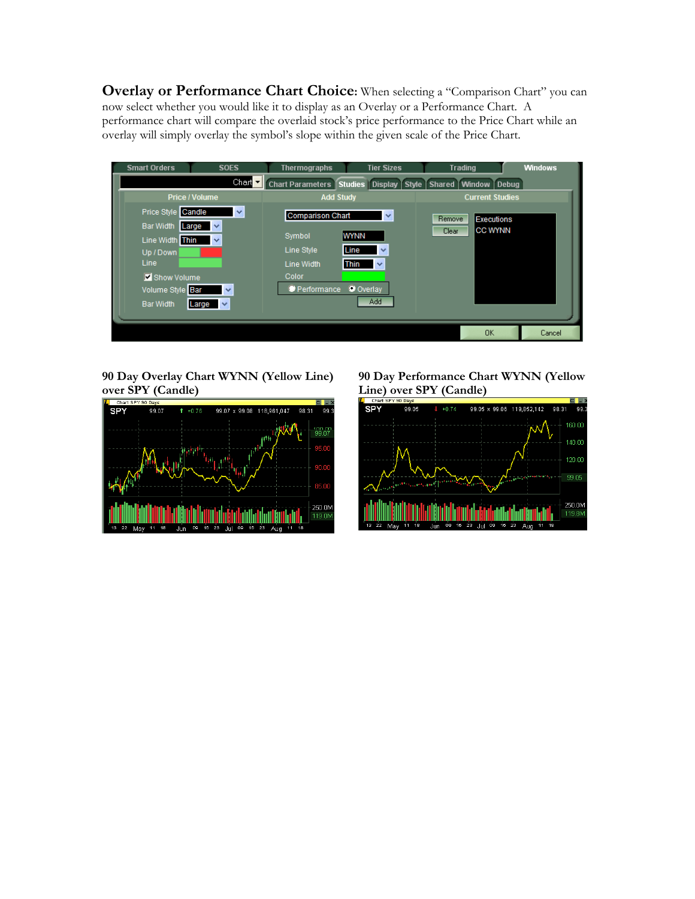**Overlay or Performance Chart Choice:** When selecting a "Comparison Chart" you can now select whether you would like it to display as an Overlay or a Performance Chart. A performance chart will compare the overlaid stock's price performance to the Price Chart while an overlay will simply overlay the symbol's slope within the given scale of the Price Chart.

**90 Day Overlay Chart WYNN (Yellow Line) over SPY (Candle)**

**90 Day Performance Chart WYNN (Yellow Line) over SPY (Candle)**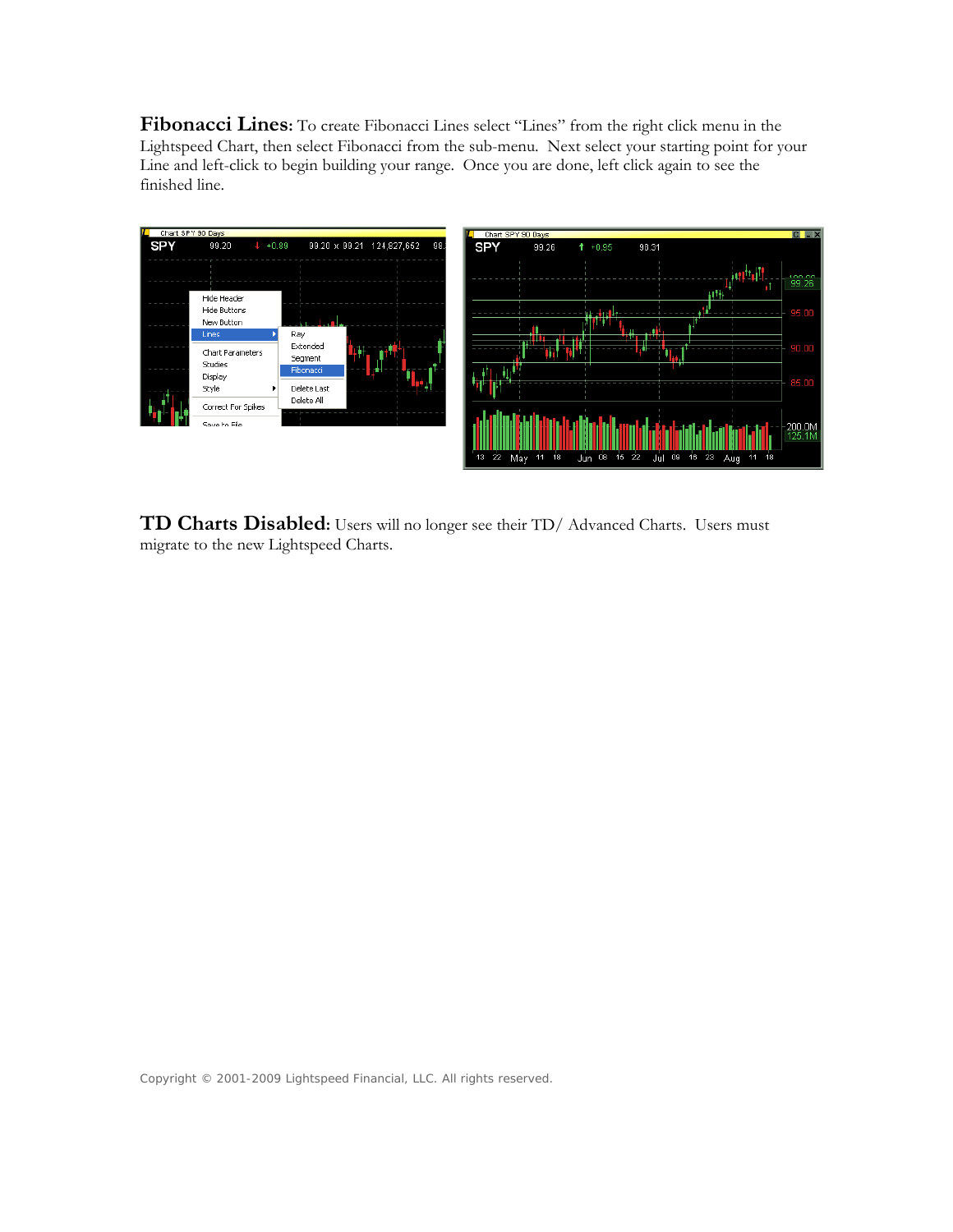**Fibonacci Lines:** To create Fibonacci Lines select "Lines" from the right click menu in the Lightspeed Chart, then select Fibonacci from the sub-menu. Next select your starting point for your Line and left-click to begin building your range. Once you are done, left click again to see the finished line.

**TD Charts Disabled:** Users will no longer see their TD/ Advanced Charts. Users must migrate to the new Lightspeed Charts.

Copyright © 2001-2009 Lightspeed Financial, LLC. All rights reserved.